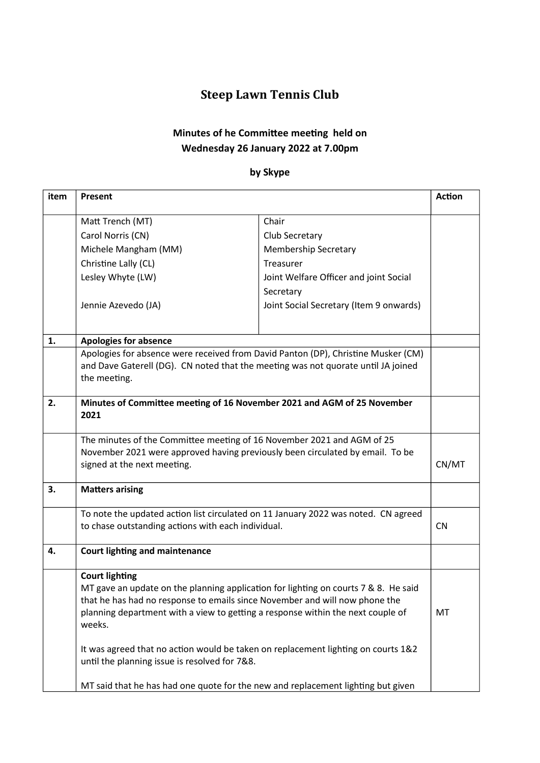# Steep Lawn Tennis Club

## Minutes of he Committee meeting held on Wednesday 26 January 2022 at 7.00pm

### by Skype

| item | Present | | Action |
|---|---|---|---|
| | Matt Trench (MT)<br>Carol Norris (CN)<br>Michele Mangham (MM)<br>Christine Lally (CL)<br>Lesley Whyte (LW)<br><br>Jennie Azevedo (JA) | Chair<br>Club Secretary<br>Membership Secretary<br>Treasurer<br>Joint Welfare Officer and joint Social Secretary<br>Joint Social Secretary (Item 9 onwards) | |
| **1.** | **Apologies for absence** | | |
| | Apologies for absence were received from David Panton (DP), Christine Musker (CM) and Dave Gaterell (DG). CN noted that the meeting was not quorate until JA joined the meeting. | | |
| **2.** | **Minutes of Committee meeting of 16 November 2021 and AGM of 25 November 2021** | | |
| | The minutes of the Committee meeting of 16 November 2021 and AGM of 25 November 2021 were approved having previously been circulated by email. To be signed at the next meeting. | | CN/MT |
| **3.** | **Matters arising** | | |
| | To note the updated action list circulated on 11 January 2022 was noted. CN agreed to chase outstanding actions with each individual. | | CN |
| **4.** | **Court lighting and maintenance** | | |
| | **Court lighting**<br>MT gave an update on the planning application for lighting on courts 7 & 8. He said that he has had no response to emails since November and will now phone the planning department with a view to getting a response within the next couple of weeks.<br><br>It was agreed that no action would be taken on replacement lighting on courts 1&2 until the planning issue is resolved for 7&8.<br><br>MT said that he has had one quote for the new and replacement lighting but given | | MT |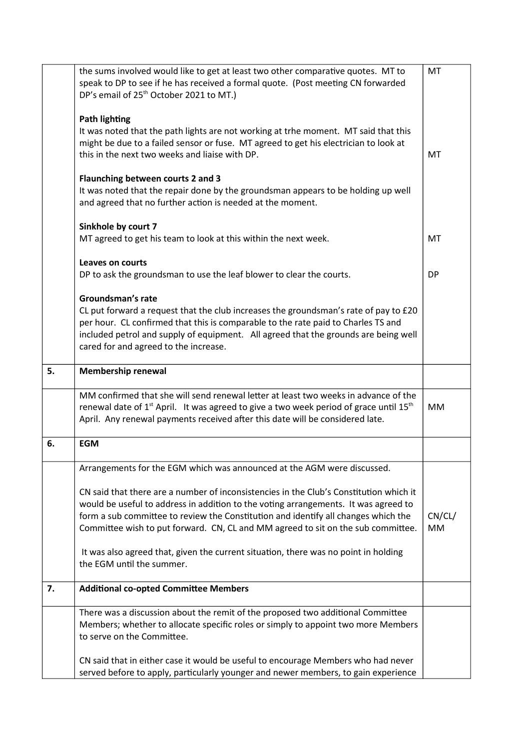| | | |
|---|---|---|
| | the sums involved would like to get at least two other comparative quotes. MT to speak to DP to see if he has received a formal quote. (Post meeting CN forwarded DP's email of 25th October 2021 to MT.) | MT |
| | **Path lighting**<br>It was noted that the path lights are not working at trhe moment. MT said that this might be due to a failed sensor or fuse. MT agreed to get his electrician to look at this in the next two weeks and liaise with DP. | MT |
| | **Flaunching between courts 2 and 3**<br>It was noted that the repair done by the groundsman appears to be holding up well and agreed that no further action is needed at the moment. | |
| | **Sinkhole by court 7**<br>MT agreed to get his team to look at this within the next week. | MT |
| | **Leaves on courts**<br>DP to ask the groundsman to use the leaf blower to clear the courts. | DP |
| | **Groundsman's rate**<br>CL put forward a request that the club increases the groundsman's rate of pay to £20 per hour. CL confirmed that this is comparable to the rate paid to Charles TS and included petrol and supply of equipment. All agreed that the grounds are being well cared for and agreed to the increase. | |
| **5.** | **Membership renewal** | |
| | MM confirmed that she will send renewal letter at least two weeks in advance of the renewal date of 1st April. It was agreed to give a two week period of grace until 15th April. Any renewal payments received after this date will be considered late. | MM |
| **6.** | **EGM** | |
| | Arrangements for the EGM which was announced at the AGM were discussed.<br><br>CN said that there are a number of inconsistencies in the Club's Constitution which it would be useful to address in addition to the voting arrangements. It was agreed to form a sub committee to review the Constitution and identify all changes which the Committee wish to put forward. CN, CL and MM agreed to sit on the sub committee.<br><br>It was also agreed that, given the current situation, there was no point in holding the EGM until the summer. | CN/CL/MM |
| **7.** | **Additional co-opted Committee Members** | |
| | There was a discussion about the remit of the proposed two additional Committee Members; whether to allocate specific roles or simply to appoint two more Members to serve on the Committee.<br><br>CN said that in either case it would be useful to encourage Members who had never served before to apply, particularly younger and newer members, to gain experience | |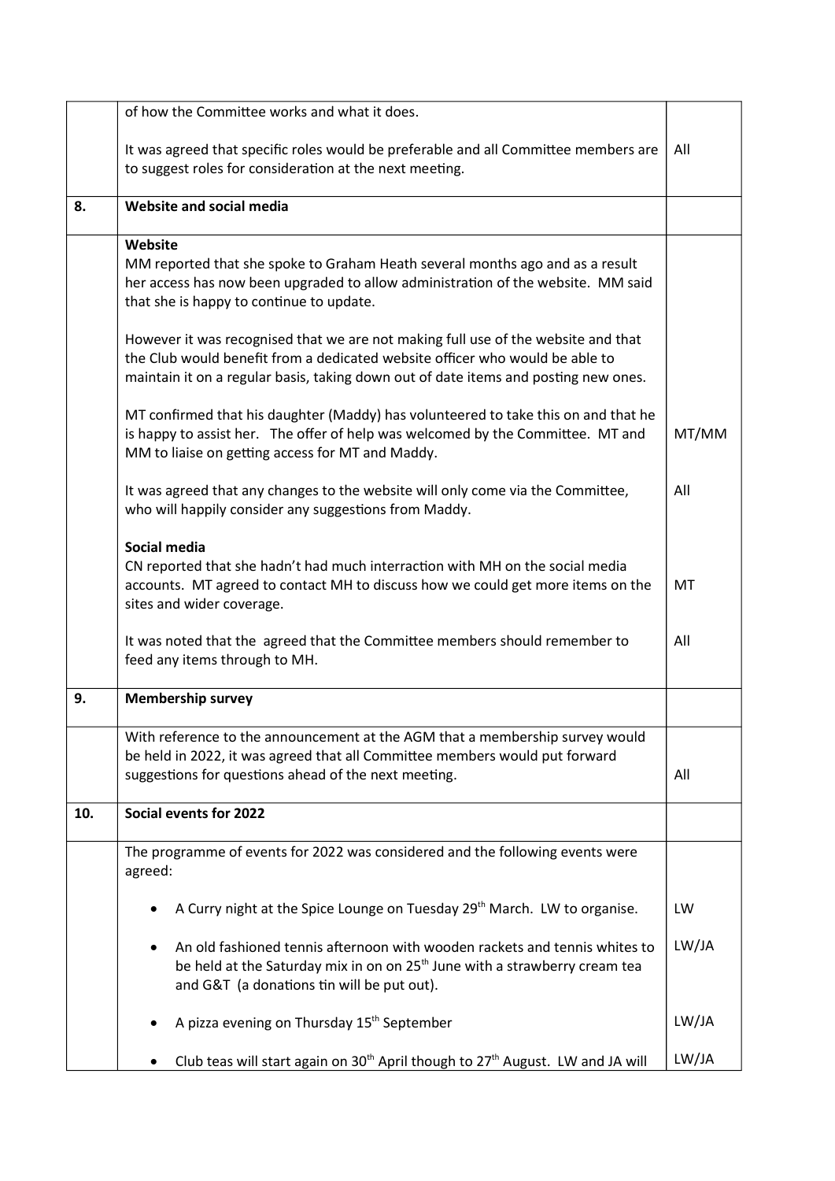| | | |
|---|---|---|
| | of how the Committee works and what it does.<br><br>It was agreed that specific roles would be preferable and all Committee members are to suggest roles for consideration at the next meeting. | All |
| **8.** | **Website and social media** | |
| | **Website**<br>MM reported that she spoke to Graham Heath several months ago and as a result her access has now been upgraded to allow administration of the website. MM said that she is happy to continue to update.<br><br>However it was recognised that we are not making full use of the website and that the Club would benefit from a dedicated website officer who would be able to maintain it on a regular basis, taking down out of date items and posting new ones.<br><br>MT confirmed that his daughter (Maddy) has volunteered to take this on and that he is happy to assist her. The offer of help was welcomed by the Committee. MT and MM to liaise on getting access for MT and Maddy.<br><br>It was agreed that any changes to the website will only come via the Committee, who will happily consider any suggestions from Maddy. | MT/MM<br><br>All |
| | **Social media**<br>CN reported that she hadn't had much interraction with MH on the social media accounts. MT agreed to contact MH to discuss how we could get more items on the sites and wider coverage.<br><br>It was noted that the agreed that the Committee members should remember to feed any items through to MH. | MT<br><br>All |
| **9.** | **Membership survey** | |
| | With reference to the announcement at the AGM that a membership survey would be held in 2022, it was agreed that all Committee members would put forward suggestions for questions ahead of the next meeting. | All |
| **10.** | **Social events for 2022** | |
| | The programme of events for 2022 was considered and the following events were agreed:<br><br>• A Curry night at the Spice Lounge on Tuesday 29th March. LW to organise.<br><br>• An old fashioned tennis afternoon with wooden rackets and tennis whites to be held at the Saturday mix in on on 25th June with a strawberry cream tea and G&T (a donations tin will be put out).<br><br>• A pizza evening on Thursday 15th September<br><br>• Club teas will start again on 30th April though to 27th August. LW and JA will | LW<br><br>LW/JA<br><br>LW/JA<br><br>LW/JA |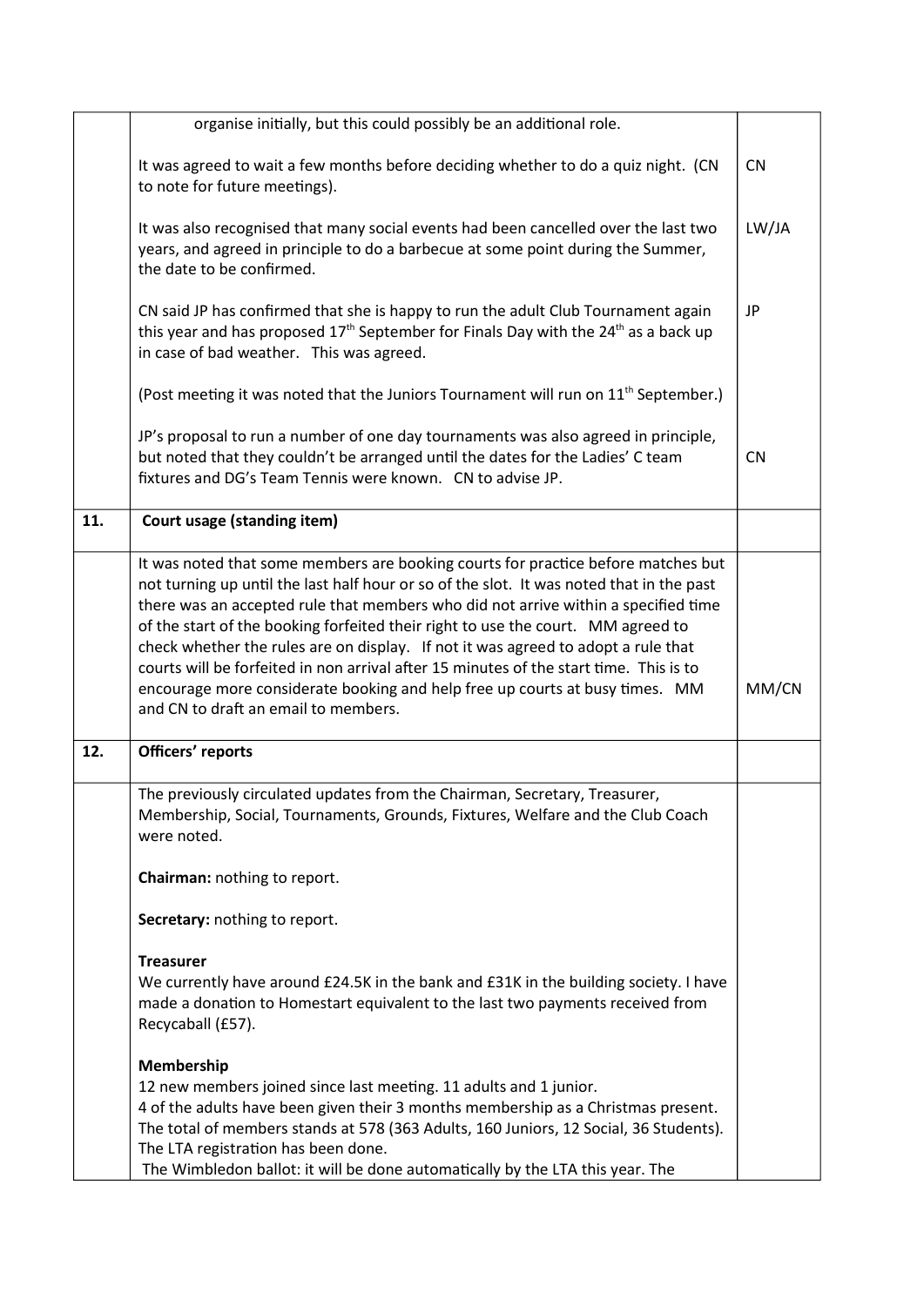| | | |
|---|---|---|
| | organise initially, but this could possibly be an additional role. | |
| | It was agreed to wait a few months before deciding whether to do a quiz night. (CN to note for future meetings). | CN |
| | It was also recognised that many social events had been cancelled over the last two years, and agreed in principle to do a barbecue at some point during the Summer, the date to be confirmed. | LW/JA |
| | CN said JP has confirmed that she is happy to run the adult Club Tournament again this year and has proposed 17th September for Finals Day with the 24th as a back up in case of bad weather. This was agreed. | JP |
| | (Post meeting it was noted that the Juniors Tournament will run on 11th September.) | |
| | JP's proposal to run a number of one day tournaments was also agreed in principle, but noted that they couldn't be arranged until the dates for the Ladies' C team fixtures and DG's Team Tennis were known. CN to advise JP. | CN |
| **11.** | **Court usage (standing item)** | |
| | It was noted that some members are booking courts for practice before matches but not turning up until the last half hour or so of the slot. It was noted that in the past there was an accepted rule that members who did not arrive within a specified time of the start of the booking forfeited their right to use the court. MM agreed to check whether the rules are on display. If not it was agreed to adopt a rule that courts will be forfeited in non arrival after 15 minutes of the start time. This is to encourage more considerate booking and help free up courts at busy times. MM and CN to draft an email to members. | MM/CN |
| **12.** | **Officers' reports** | |
| | The previously circulated updates from the Chairman, Secretary, Treasurer, Membership, Social, Tournaments, Grounds, Fixtures, Welfare and the Club Coach were noted.<br><br>**Chairman:** nothing to report.<br><br>**Secretary:** nothing to report.<br><br>**Treasurer**<br>We currently have around £24.5K in the bank and £31K in the building society. I have made a donation to Homestart equivalent to the last two payments received from Recycaball (£57).<br><br>**Membership**<br>12 new members joined since last meeting. 11 adults and 1 junior.<br>4 of the adults have been given their 3 months membership as a Christmas present.<br>The total of members stands at 578 (363 Adults, 160 Juniors, 12 Social, 36 Students).<br>The LTA registration has been done.<br>The Wimbledon ballot: it will be done automatically by the LTA this year. The | |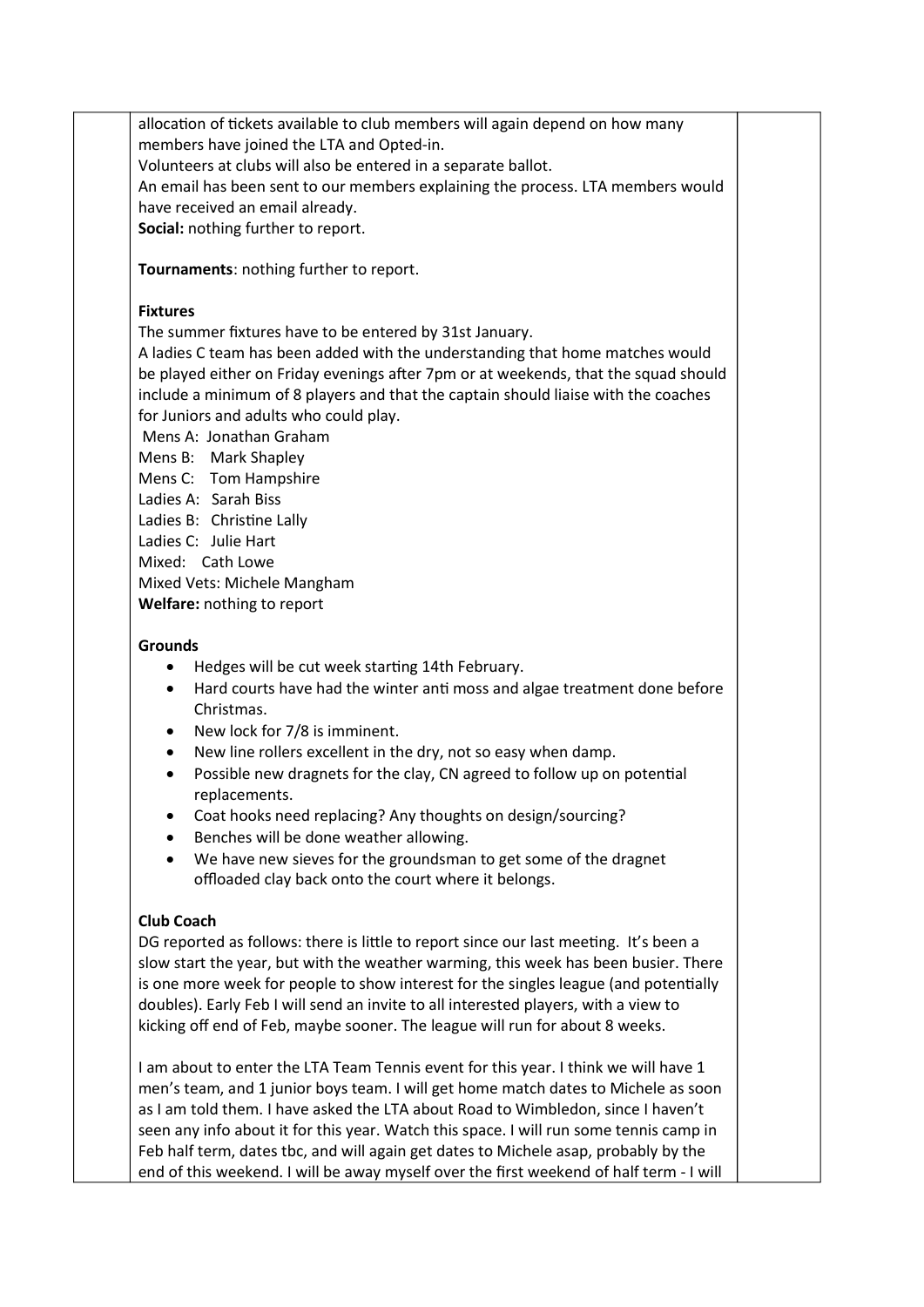allocation of tickets available to club members will again depend on how many members have joined the LTA and Opted-in.
Volunteers at clubs will also be entered in a separate ballot.
An email has been sent to our members explaining the process. LTA members would have received an email already.
**Social:** nothing further to report.

**Tournaments**: nothing further to report.

**Fixtures**
The summer fixtures have to be entered by 31st January.
A ladies C team has been added with the understanding that home matches would be played either on Friday evenings after 7pm or at weekends, that the squad should include a minimum of 8 players and that the captain should liaise with the coaches for Juniors and adults who could play.
Mens A: Jonathan Graham
Mens B: Mark Shapley
Mens C: Tom Hampshire
Ladies A: Sarah Biss
Ladies B: Christine Lally
Ladies C: Julie Hart
Mixed: Cath Lowe
Mixed Vets: Michele Mangham
**Welfare:** nothing to report

**Grounds**

- Hedges will be cut week starting 14th February.
- Hard courts have had the winter anti moss and algae treatment done before Christmas.
- New lock for 7/8 is imminent.
- New line rollers excellent in the dry, not so easy when damp.
- Possible new dragnets for the clay, CN agreed to follow up on potential replacements.
- Coat hooks need replacing? Any thoughts on design/sourcing?
- Benches will be done weather allowing.
- We have new sieves for the groundsman to get some of the dragnet offloaded clay back onto the court where it belongs.

**Club Coach**
DG reported as follows: there is little to report since our last meeting. It's been a slow start the year, but with the weather warming, this week has been busier. There is one more week for people to show interest for the singles league (and potentially doubles). Early Feb I will send an invite to all interested players, with a view to kicking off end of Feb, maybe sooner. The league will run for about 8 weeks.

I am about to enter the LTA Team Tennis event for this year. I think we will have 1 men's team, and 1 junior boys team. I will get home match dates to Michele as soon as I am told them. I have asked the LTA about Road to Wimbledon, since I haven't seen any info about it for this year. Watch this space. I will run some tennis camp in Feb half term, dates tbc, and will again get dates to Michele asap, probably by the end of this weekend. I will be away myself over the first weekend of half term - I will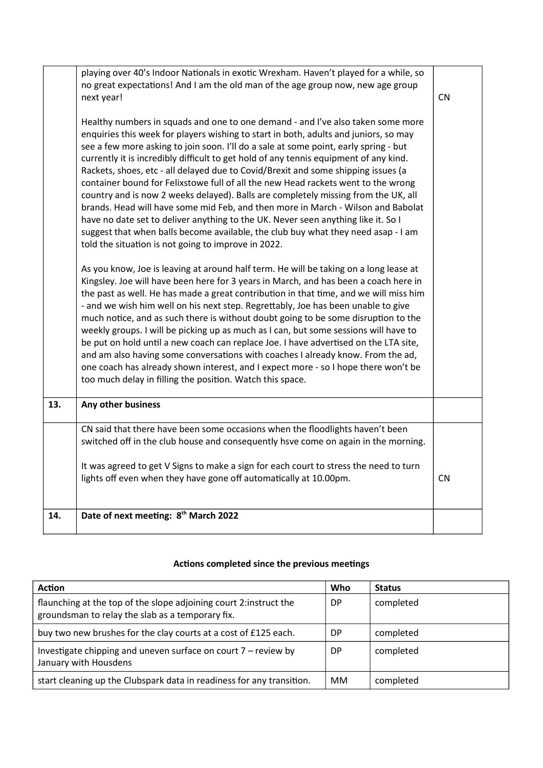| | | |
|---|---|---|
| | playing over 40's Indoor Nationals in exotic Wrexham. Haven't played for a while, so no great expectations! And I am the old man of the age group now, new age group next year!<br><br>Healthy numbers in squads and one to one demand - and I've also taken some more enquiries this week for players wishing to start in both, adults and juniors, so may see a few more asking to join soon. I'll do a sale at some point, early spring - but currently it is incredibly difficult to get hold of any tennis equipment of any kind. Rackets, shoes, etc - all delayed due to Covid/Brexit and some shipping issues (a container bound for Felixstowe full of all the new Head rackets went to the wrong country and is now 2 weeks delayed). Balls are completely missing from the UK, all brands. Head will have some mid Feb, and then more in March - Wilson and Babolat have no date set to deliver anything to the UK. Never seen anything like it. So I suggest that when balls become available, the club buy what they need asap - I am told the situation is not going to improve in 2022.<br><br>As you know, Joe is leaving at around half term. He will be taking on a long lease at Kingsley. Joe will have been here for 3 years in March, and has been a coach here in the past as well. He has made a great contribution in that time, and we will miss him - and we wish him well on his next step. Regrettably, Joe has been unable to give much notice, and as such there is without doubt going to be some disruption to the weekly groups. I will be picking up as much as I can, but some sessions will have to be put on hold until a new coach can replace Joe. I have advertised on the LTA site, and am also having some conversations with coaches I already know. From the ad, one coach has already shown interest, and I expect more - so I hope there won't be too much delay in filling the position. Watch this space. | CN |
| **13.** | **Any other business** | |
| | CN said that there have been some occasions when the floodlights haven't been switched off in the club house and consequently hsve come on again in the morning.<br><br>It was agreed to get V Signs to make a sign for each court to stress the need to turn lights off even when they have gone off automatically at 10.00pm. | CN |
| **14.** | **Date of next meeting: 8th March 2022** | |

**Actions completed since the previous meetings**

| Action | Who | Status |
|---|---|---|
| flaunching at the top of the slope adjoining court 2:instruct the groundsman to relay the slab as a temporary fix. | DP | completed |
| buy two new brushes for the clay courts at a cost of £125 each. | DP | completed |
| Investigate chipping and uneven surface on court 7 – review by January with Housdens | DP | completed |
| start cleaning up the Clubspark data in readiness for any transition. | MM | completed |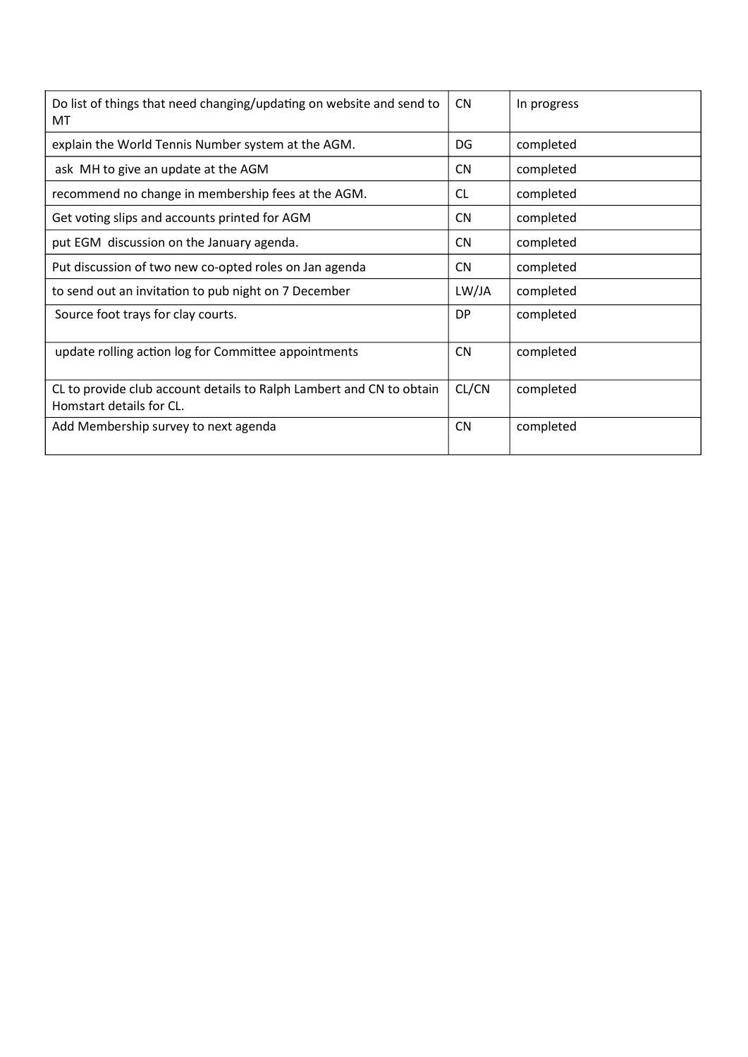| | | |
|---|---|---|
| Do list of things that need changing/updating on website and send to MT | CN | In progress |
| explain the World Tennis Number system at the AGM. | DG | completed |
| ask MH to give an update at the AGM | CN | completed |
| recommend no change in membership fees at the AGM. | CL | completed |
| Get voting slips and accounts printed for AGM | CN | completed |
| put EGM discussion on the January agenda. | CN | completed |
| Put discussion of two new co-opted roles on Jan agenda | CN | completed |
| to send out an invitation to pub night on 7 December | LW/JA | completed |
| Source foot trays for clay courts. | DP | completed |
| update rolling action log for Committee appointments | CN | completed |
| CL to provide club account details to Ralph Lambert and CN to obtain Homstart details for CL. | CL/CN | completed |
| Add Membership survey to next agenda | CN | completed |